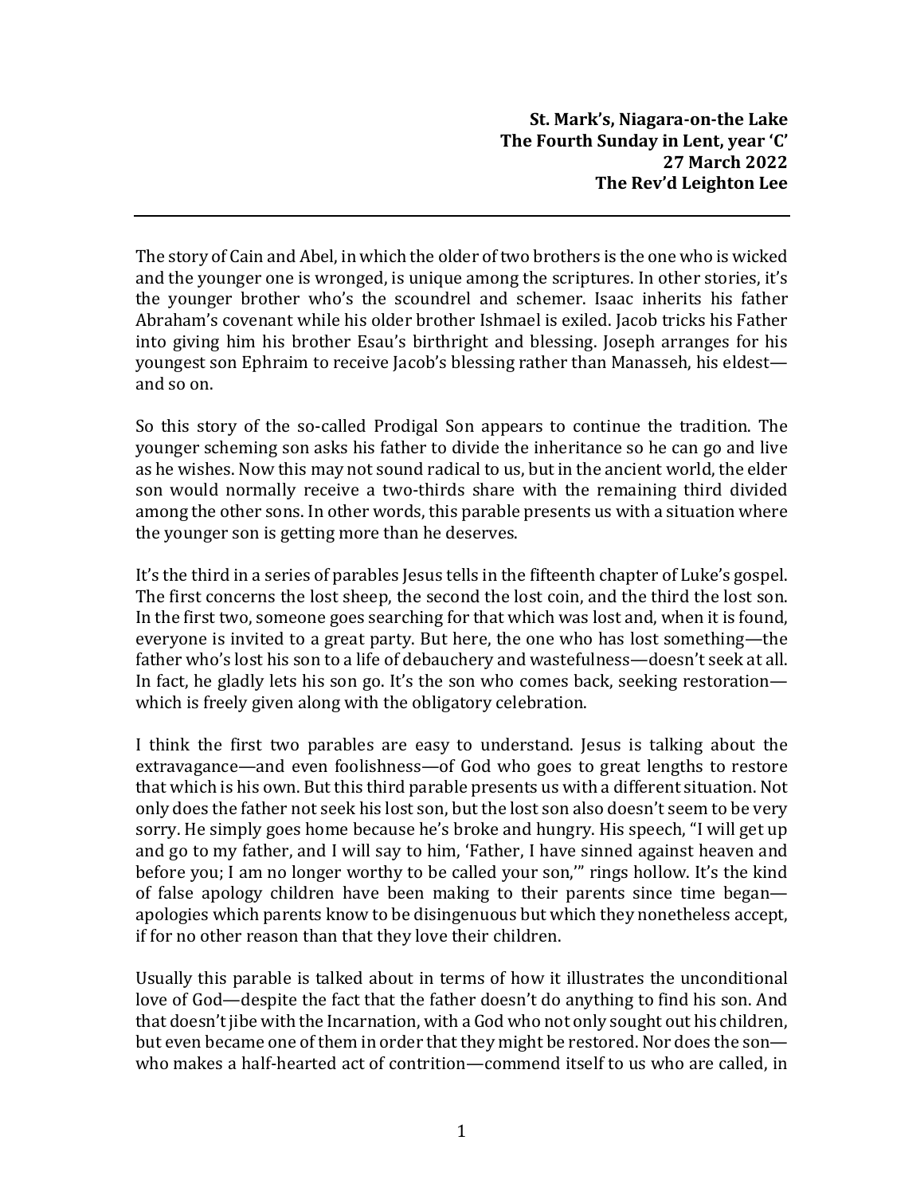**St. Mark's, Niagara-on-the Lake**
**The Fourth Sunday in Lent, year 'C'**
**27 March 2022**
**The Rev'd Leighton Lee**

---

The story of Cain and Abel, in which the older of two brothers is the one who is wicked and the younger one is wronged, is unique among the scriptures. In other stories, it's the younger brother who's the scoundrel and schemer. Isaac inherits his father Abraham's covenant while his older brother Ishmael is exiled. Jacob tricks his Father into giving him his brother Esau's birthright and blessing. Joseph arranges for his youngest son Ephraim to receive Jacob's blessing rather than Manasseh, his eldest—and so on.

So this story of the so-called Prodigal Son appears to continue the tradition. The younger scheming son asks his father to divide the inheritance so he can go and live as he wishes. Now this may not sound radical to us, but in the ancient world, the elder son would normally receive a two-thirds share with the remaining third divided among the other sons. In other words, this parable presents us with a situation where the younger son is getting more than he deserves.

It's the third in a series of parables Jesus tells in the fifteenth chapter of Luke's gospel. The first concerns the lost sheep, the second the lost coin, and the third the lost son. In the first two, someone goes searching for that which was lost and, when it is found, everyone is invited to a great party. But here, the one who has lost something—the father who's lost his son to a life of debauchery and wastefulness—doesn't seek at all. In fact, he gladly lets his son go. It's the son who comes back, seeking restoration—which is freely given along with the obligatory celebration.

I think the first two parables are easy to understand. Jesus is talking about the extravagance—and even foolishness—of God who goes to great lengths to restore that which is his own. But this third parable presents us with a different situation. Not only does the father not seek his lost son, but the lost son also doesn't seem to be very sorry. He simply goes home because he's broke and hungry. His speech, "I will get up and go to my father, and I will say to him, 'Father, I have sinned against heaven and before you; I am no longer worthy to be called your son,'" rings hollow. It's the kind of false apology children have been making to their parents since time began—apologies which parents know to be disingenuous but which they nonetheless accept, if for no other reason than that they love their children.

Usually this parable is talked about in terms of how it illustrates the unconditional love of God—despite the fact that the father doesn't do anything to find his son. And that doesn't jibe with the Incarnation, with a God who not only sought out his children, but even became one of them in order that they might be restored. Nor does the son—who makes a half-hearted act of contrition—commend itself to us who are called, in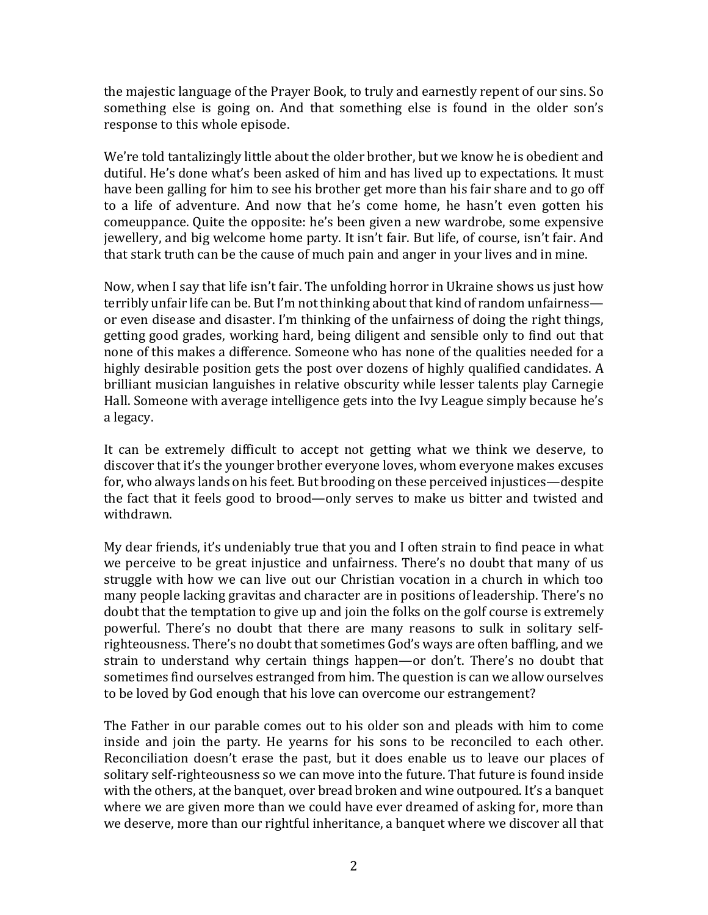the majestic language of the Prayer Book, to truly and earnestly repent of our sins. So something else is going on. And that something else is found in the older son's response to this whole episode.

We're told tantalizingly little about the older brother, but we know he is obedient and dutiful. He's done what's been asked of him and has lived up to expectations. It must have been galling for him to see his brother get more than his fair share and to go off to a life of adventure. And now that he's come home, he hasn't even gotten his comeuppance. Quite the opposite: he's been given a new wardrobe, some expensive jewellery, and big welcome home party. It isn't fair. But life, of course, isn't fair. And that stark truth can be the cause of much pain and anger in your lives and in mine.

Now, when I say that life isn't fair. The unfolding horror in Ukraine shows us just how terribly unfair life can be. But I'm not thinking about that kind of random unfairness—or even disease and disaster. I'm thinking of the unfairness of doing the right things, getting good grades, working hard, being diligent and sensible only to find out that none of this makes a difference. Someone who has none of the qualities needed for a highly desirable position gets the post over dozens of highly qualified candidates. A brilliant musician languishes in relative obscurity while lesser talents play Carnegie Hall. Someone with average intelligence gets into the Ivy League simply because he's a legacy.

It can be extremely difficult to accept not getting what we think we deserve, to discover that it's the younger brother everyone loves, whom everyone makes excuses for, who always lands on his feet. But brooding on these perceived injustices—despite the fact that it feels good to brood—only serves to make us bitter and twisted and withdrawn.

My dear friends, it's undeniably true that you and I often strain to find peace in what we perceive to be great injustice and unfairness. There's no doubt that many of us struggle with how we can live out our Christian vocation in a church in which too many people lacking gravitas and character are in positions of leadership. There's no doubt that the temptation to give up and join the folks on the golf course is extremely powerful. There's no doubt that there are many reasons to sulk in solitary self-righteousness. There's no doubt that sometimes God's ways are often baffling, and we strain to understand why certain things happen—or don't. There's no doubt that sometimes find ourselves estranged from him. The question is can we allow ourselves to be loved by God enough that his love can overcome our estrangement?

The Father in our parable comes out to his older son and pleads with him to come inside and join the party. He yearns for his sons to be reconciled to each other. Reconciliation doesn't erase the past, but it does enable us to leave our places of solitary self-righteousness so we can move into the future. That future is found inside with the others, at the banquet, over bread broken and wine outpoured. It's a banquet where we are given more than we could have ever dreamed of asking for, more than we deserve, more than our rightful inheritance, a banquet where we discover all that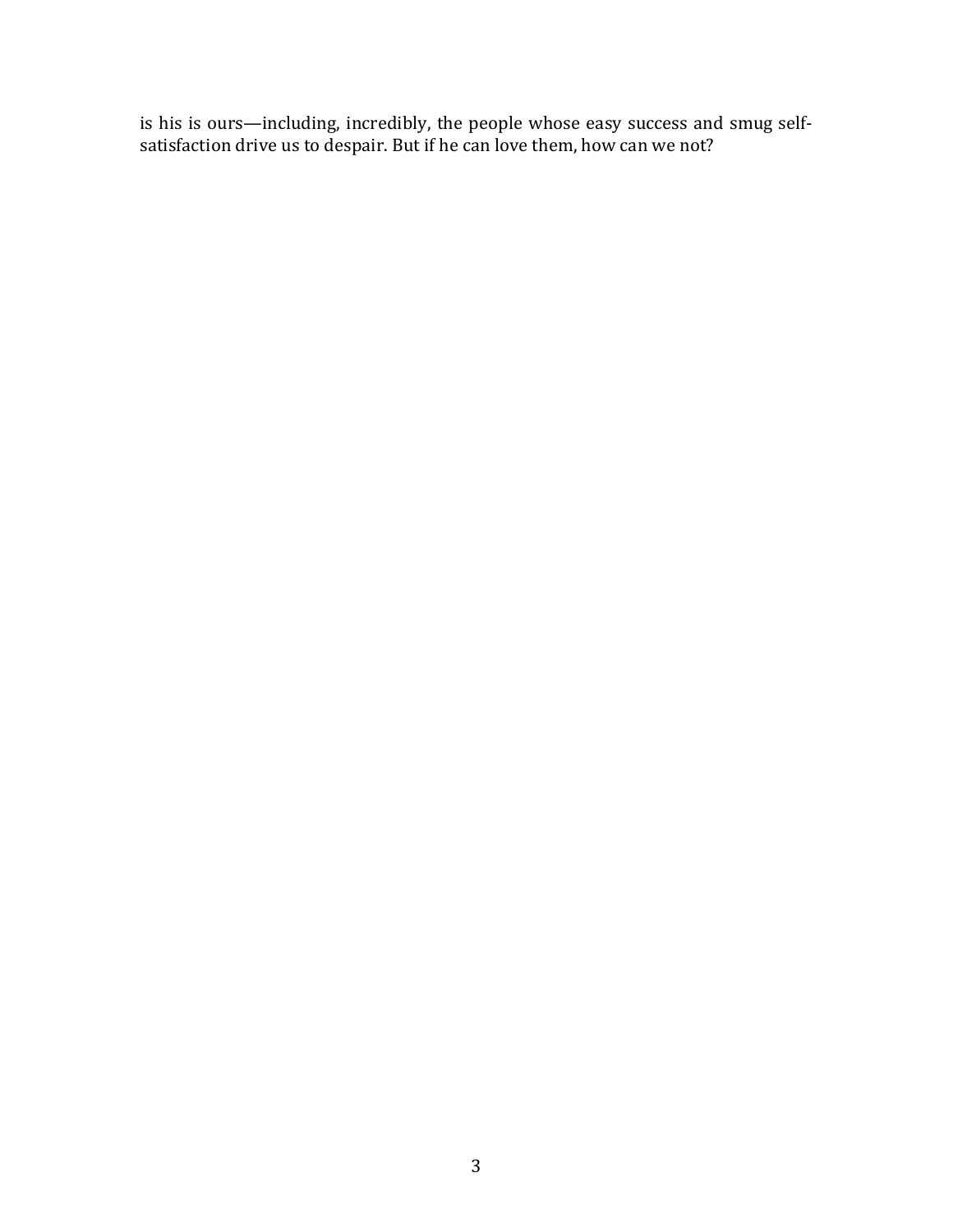is his is ours—including, incredibly, the people whose easy success and smug self-satisfaction drive us to despair. But if he can love them, how can we not?